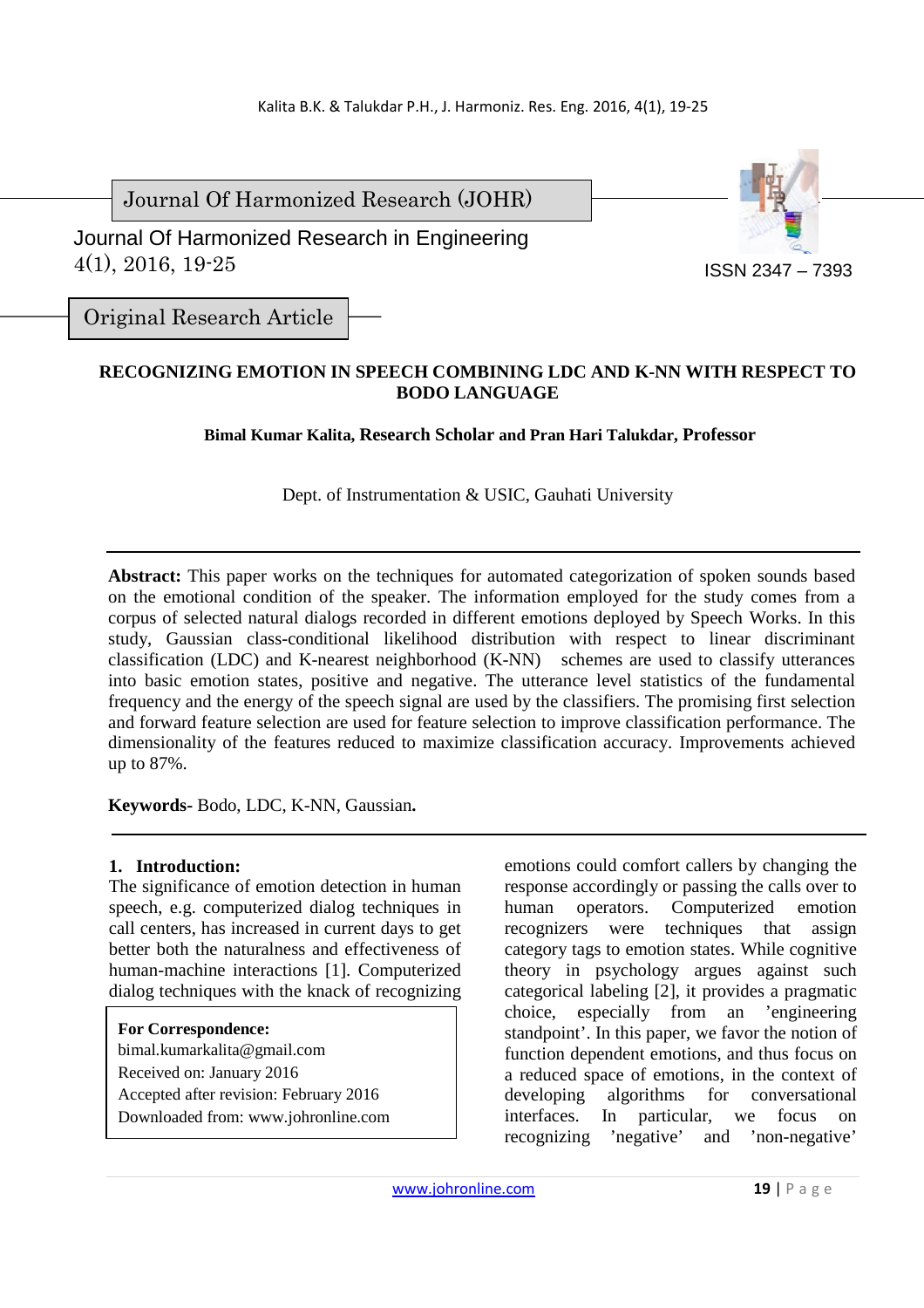Journal Of Harmonized Research (JOHR)

Journal Of Harmonized Research in Engineering
4(1), 2016, 19-25

ISSN 2347 – 7393

Original Research Article

# RECOGNIZING EMOTION IN SPEECH COMBINING LDC AND K-NN WITH RESPECT TO BODO LANGUAGE

**Bimal Kumar Kalita, Research Scholar and Pran Hari Talukdar, Professor**

Dept. of Instrumentation & USIC, Gauhati University

**Abstract:** This paper works on the techniques for automated categorization of spoken sounds based on the emotional condition of the speaker. The information employed for the study comes from a corpus of selected natural dialogs recorded in different emotions deployed by Speech Works. In this study, Gaussian class-conditional likelihood distribution with respect to linear discriminant classification (LDC) and K-nearest neighborhood (K-NN) schemes are used to classify utterances into basic emotion states, positive and negative. The utterance level statistics of the fundamental frequency and the energy of the speech signal are used by the classifiers. The promising first selection and forward feature selection are used for feature selection to improve classification performance. The dimensionality of the features reduced to maximize classification accuracy. Improvements achieved up to 87%.

**Keywords-** Bodo, LDC, K-NN, Gaussian**.**

## 1. Introduction:

The significance of emotion detection in human speech, e.g. computerized dialog techniques in call centers, has increased in current days to get better both the naturalness and effectiveness of human-machine interactions [1]. Computerized dialog techniques with the knack of recognizing emotions could comfort callers by changing the response accordingly or passing the calls over to human operators. Computerized emotion recognizers were techniques that assign category tags to emotion states. While cognitive theory in psychology argues against such categorical labeling [2], it provides a pragmatic choice, especially from an 'engineering standpoint'. In this paper, we favor the notion of function dependent emotions, and thus focus on a reduced space of emotions, in the context of developing algorithms for conversational interfaces. In particular, we focus on recognizing 'negative' and 'non-negative'

**For Correspondence:**
bimal.kumarkalita@gmail.com
Received on: January 2016
Accepted after revision: February 2016
Downloaded from: www.johronline.com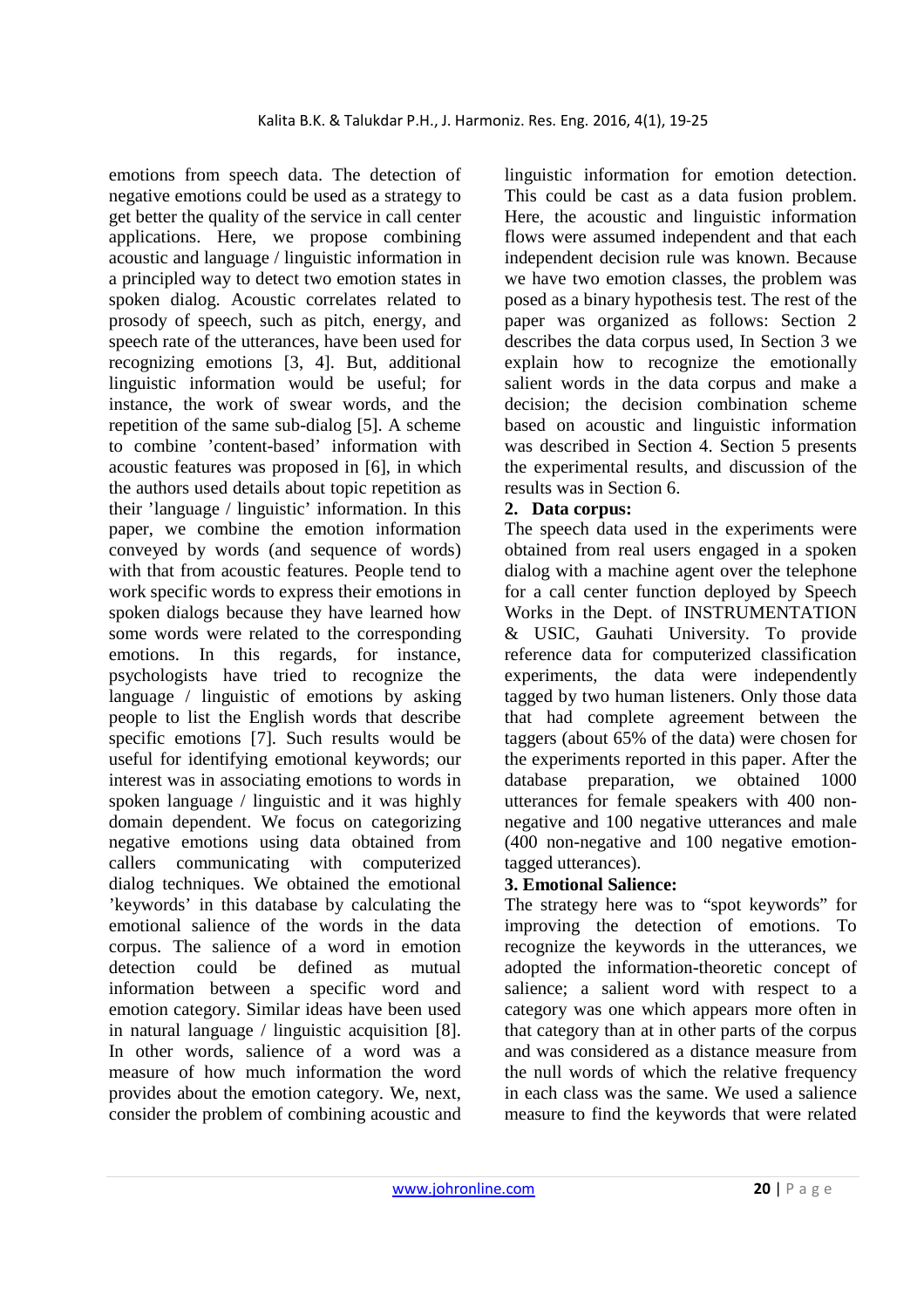emotions from speech data. The detection of negative emotions could be used as a strategy to get better the quality of the service in call center applications. Here, we propose combining acoustic and language / linguistic information in a principled way to detect two emotion states in spoken dialog. Acoustic correlates related to prosody of speech, such as pitch, energy, and speech rate of the utterances, have been used for recognizing emotions [3, 4]. But, additional linguistic information would be useful; for instance, the work of swear words, and the repetition of the same sub-dialog [5]. A scheme to combine 'content-based' information with acoustic features was proposed in [6], in which the authors used details about topic repetition as their 'language / linguistic' information. In this paper, we combine the emotion information conveyed by words (and sequence of words) with that from acoustic features. People tend to work specific words to express their emotions in spoken dialogs because they have learned how some words were related to the corresponding emotions. In this regards, for instance, psychologists have tried to recognize the language / linguistic of emotions by asking people to list the English words that describe specific emotions [7]. Such results would be useful for identifying emotional keywords; our interest was in associating emotions to words in spoken language / linguistic and it was highly domain dependent. We focus on categorizing negative emotions using data obtained from callers communicating with computerized dialog techniques. We obtained the emotional 'keywords' in this database by calculating the emotional salience of the words in the data corpus. The salience of a word in emotion detection could be defined as mutual information between a specific word and emotion category. Similar ideas have been used in natural language / linguistic acquisition [8]. In other words, salience of a word was a measure of how much information the word provides about the emotion category. We, next, consider the problem of combining acoustic and linguistic information for emotion detection. This could be cast as a data fusion problem. Here, the acoustic and linguistic information flows were assumed independent and that each independent decision rule was known. Because we have two emotion classes, the problem was posed as a binary hypothesis test. The rest of the paper was organized as follows: Section 2 describes the data corpus used, In Section 3 we explain how to recognize the emotionally salient words in the data corpus and make a decision; the decision combination scheme based on acoustic and linguistic information was described in Section 4. Section 5 presents the experimental results, and discussion of the results was in Section 6.

## 2. Data corpus:

The speech data used in the experiments were obtained from real users engaged in a spoken dialog with a machine agent over the telephone for a call center function deployed by Speech Works in the Dept. of INSTRUMENTATION & USIC, Gauhati University. To provide reference data for computerized classification experiments, the data were independently tagged by two human listeners. Only those data that had complete agreement between the taggers (about 65% of the data) were chosen for the experiments reported in this paper. After the database preparation, we obtained 1000 utterances for female speakers with 400 non-negative and 100 negative utterances and male (400 non-negative and 100 negative emotion-tagged utterances).

## 3. Emotional Salience:

The strategy here was to "spot keywords" for improving the detection of emotions. To recognize the keywords in the utterances, we adopted the information-theoretic concept of salience; a salient word with respect to a category was one which appears more often in that category than at in other parts of the corpus and was considered as a distance measure from the null words of which the relative frequency in each class was the same. We used a salience measure to find the keywords that were related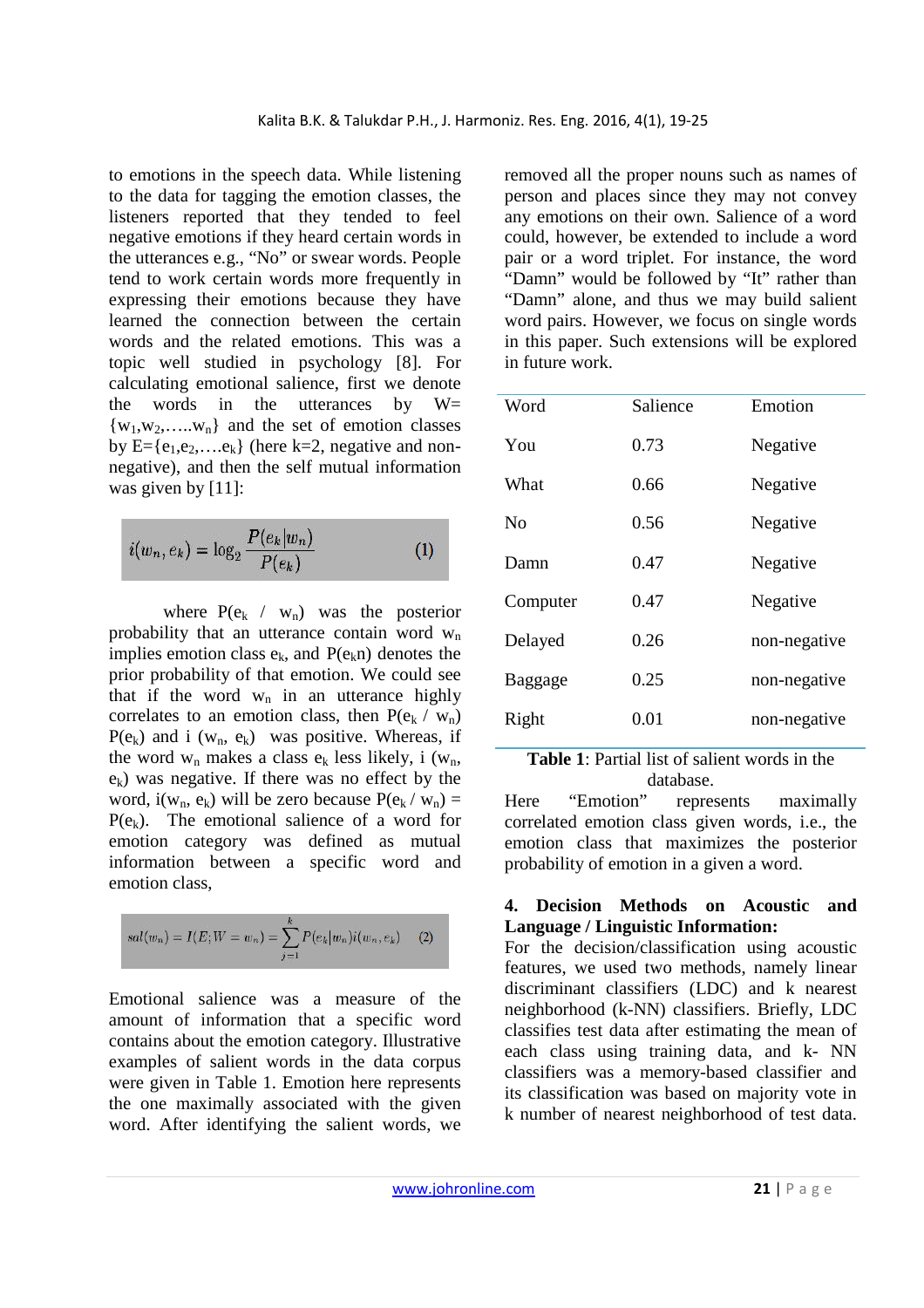to emotions in the speech data. While listening to the data for tagging the emotion classes, the listeners reported that they tended to feel negative emotions if they heard certain words in the utterances e.g., "No" or swear words. People tend to work certain words more frequently in expressing their emotions because they have learned the connection between the certain words and the related emotions. This was a topic well studied in psychology [8]. For calculating emotional salience, first we denote the words in the utterances by $W=\{w_1,w_2,\ldots w_n\}$ and the set of emotion classes by $E=\{e_1,e_2,\ldots e_k\}$ (here k=2, negative and non-negative), and then the self mutual information was given by [11]:

$$i(w_n, e_k) = \log_2 \frac{P(e_k|w_n)}{P(e_k)} \quad (1)$$

where $P(e_k / w_n)$ was the posterior probability that an utterance contain word $w_n$ implies emotion class $e_k$, and $P(e_k n)$ denotes the prior probability of that emotion. We could see that if the word $w_n$ in an utterance highly correlates to an emotion class, then $P(e_k / w_n)$ $P(e_k)$ and $i(w_n, e_k)$ was positive. Whereas, if the word $w_n$ makes a class $e_k$ less likely, $i(w_n, e_k)$ was negative. If there was no effect by the word, $i(w_n, e_k)$ will be zero because $P(e_k / w_n) = P(e_k)$. The emotional salience of a word for emotion category was defined as mutual information between a specific word and emotion class,

$$sal(w_n) = I(E; W = w_n) = \sum_{j=1}^{k} P(e_k|w_n) i(w_n, e_k) \quad (2)$$

Emotional salience was a measure of the amount of information that a specific word contains about the emotion category. Illustrative examples of salient words in the data corpus were given in Table 1. Emotion here represents the one maximally associated with the given word. After identifying the salient words, we removed all the proper nouns such as names of person and places since they may not convey any emotions on their own. Salience of a word could, however, be extended to include a word pair or a word triplet. For instance, the word "Damn" would be followed by "It" rather than "Damn" alone, and thus we may build salient word pairs. However, we focus on single words in this paper. Such extensions will be explored in future work.

| Word | Salience | Emotion |
|---|---|---|
| You | 0.73 | Negative |
| What | 0.66 | Negative |
| No | 0.56 | Negative |
| Damn | 0.47 | Negative |
| Computer | 0.47 | Negative |
| Delayed | 0.26 | non-negative |
| Baggage | 0.25 | non-negative |
| Right | 0.01 | non-negative |

**Table 1**: Partial list of salient words in the database.

Here "Emotion" represents maximally correlated emotion class given words, i.e., the emotion class that maximizes the posterior probability of emotion in a given word.

### 4. Decision Methods on Acoustic and Language / Linguistic Information:

For the decision/classification using acoustic features, we used two methods, namely linear discriminant classifiers (LDC) and k nearest neighborhood (k-NN) classifiers. Briefly, LDC classifies test data after estimating the mean of each class using training data, and k- NN classifiers was a memory-based classifier and its classification was based on majority vote in k number of nearest neighborhood of test data.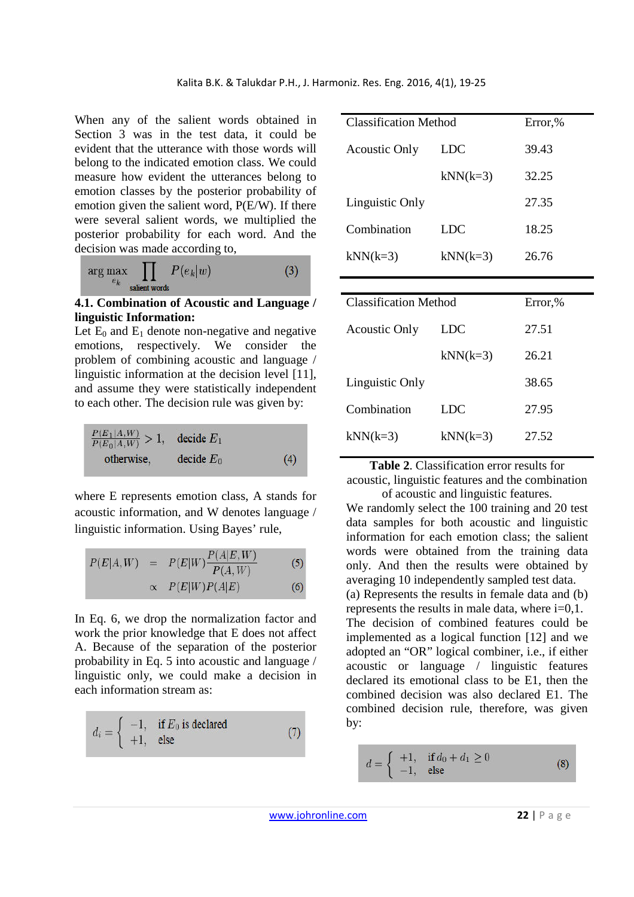When any of the salient words obtained in Section 3 was in the test data, it could be evident that the utterance with those words will belong to the indicated emotion class. We could measure how evident the utterances belong to emotion classes by the posterior probability of emotion given the salient word, P(E/W). If there were several salient words, we multiplied the posterior probability for each word. And the decision was made according to,

$$\arg\max_{e_k} \prod_{\text{salient words}} P(e_k|w) \quad (3)$$

### 4.1. Combination of Acoustic and Language / linguistic Information:

Let $E_0$ and $E_1$ denote non-negative and negative emotions, respectively. We consider the problem of combining acoustic and language / linguistic information at the decision level [11], and assume they were statistically independent to each other. The decision rule was given by:

$$\begin{array}{ll} \frac{P(E_1|A,W)}{P(E_0|A,W)} > 1, & \text{decide } E_1 \\ \text{otherwise,} & \text{decide } E_0 \end{array} \quad (4)$$

where E represents emotion class, A stands for acoustic information, and W denotes language / linguistic information. Using Bayes' rule,

$$P(E|A,W) = P(E|W)\frac{P(A|E,W)}{P(A,W)} \quad (5)$$

$$\propto P(E|W)P(A|E) \quad (6)$$

In Eq. 6, we drop the normalization factor and work the prior knowledge that E does not affect A. Because of the separation of the posterior probability in Eq. 5 into acoustic and language / linguistic only, we could make a decision in each information stream as:

$$d_i = \begin{cases} -1, & \text{if } E_0 \text{ is declared} \\ +1, & \text{else} \end{cases} \quad (7)$$

| Classification Method | | Error,% |
|---|---|---|
| Acoustic Only | LDC | 39.43 |
| | kNN(k=3) | 32.25 |
| Linguistic Only | | 27.35 |
| Combination | LDC | 18.25 |
| kNN(k=3) | kNN(k=3) | 26.76 |

| Classification Method | | Error,% |
|---|---|---|
| Acoustic Only | LDC | 27.51 |
| | kNN(k=3) | 26.21 |
| Linguistic Only | | 38.65 |
| Combination | LDC | 27.95 |
| kNN(k=3) | kNN(k=3) | 27.52 |

**Table 2**. Classification error results for acoustic, linguistic features and the combination of acoustic and linguistic features.

We randomly select the 100 training and 20 test data samples for both acoustic and linguistic information for each emotion class; the salient words were obtained from the training data only. And then the results were obtained by averaging 10 independently sampled test data. (a) Represents the results in female data and (b) represents the results in male data, where i=0,1.

The decision of combined features could be implemented as a logical function [12] and we adopted an "OR" logical combiner, i.e., if either acoustic or language / linguistic features declared its emotional class to be E1, then the combined decision was also declared E1. The combined decision rule, therefore, was given by:

$$d = \begin{cases} +1, & \text{if } d_0 + d_1 \geq 0 \\ -1, & \text{else} \end{cases} \quad (8)$$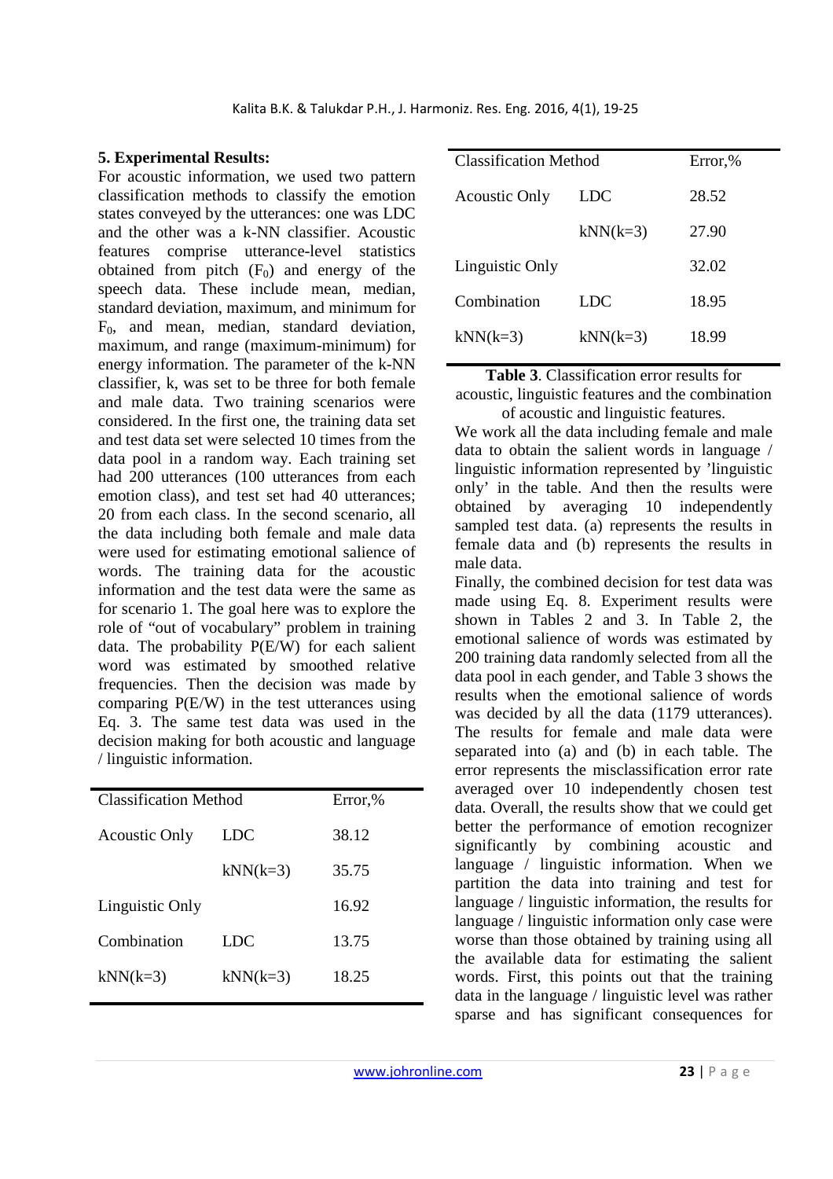## 5. Experimental Results:

For acoustic information, we used two pattern classification methods to classify the emotion states conveyed by the utterances: one was LDC and the other was a k-NN classifier. Acoustic features comprise utterance-level statistics obtained from pitch ($F_0$) and energy of the speech data. These include mean, median, standard deviation, maximum, and minimum for $F_0$, and mean, median, standard deviation, maximum, and range (maximum-minimum) for energy information. The parameter of the k-NN classifier, k, was set to be three for both female and male data. Two training scenarios were considered. In the first one, the training data set and test data set were selected 10 times from the data pool in a random way. Each training set had 200 utterances (100 utterances from each emotion class), and test set had 40 utterances; 20 from each class. In the second scenario, all the data including both female and male data were used for estimating emotional salience of words. The training data for the acoustic information and the test data were the same as for scenario 1. The goal here was to explore the role of "out of vocabulary" problem in training data. The probability P(E/W) for each salient word was estimated by smoothed relative frequencies. Then the decision was made by comparing P(E/W) in the test utterances using Eq. 3. The same test data was used in the decision making for both acoustic and language / linguistic information.

| Classification Method | | Error,% |
|---|---|---|
| Acoustic Only | LDC | 38.12 |
| | kNN(k=3) | 35.75 |
| Linguistic Only | | 16.92 |
| Combination | LDC | 13.75 |
| kNN(k=3) | kNN(k=3) | 18.25 |

| Classification Method | | Error,% |
|---|---|---|
| Acoustic Only | LDC | 28.52 |
| | kNN(k=3) | 27.90 |
| Linguistic Only | | 32.02 |
| Combination | LDC | 18.95 |
| kNN(k=3) | kNN(k=3) | 18.99 |

**Table 3**. Classification error results for acoustic, linguistic features and the combination of acoustic and linguistic features.

We work all the data including female and male data to obtain the salient words in language / linguistic information represented by 'linguistic only' in the table. And then the results were obtained by averaging 10 independently sampled test data. (a) represents the results in female data and (b) represents the results in male data.

Finally, the combined decision for test data was made using Eq. 8. Experiment results were shown in Tables 2 and 3. In Table 2, the emotional salience of words was estimated by 200 training data randomly selected from all the data pool in each gender, and Table 3 shows the results when the emotional salience of words was decided by all the data (1179 utterances). The results for female and male data were separated into (a) and (b) in each table. The error represents the misclassification error rate averaged over 10 independently chosen test data. Overall, the results show that we could get better the performance of emotion recognizer significantly by combining acoustic and language / linguistic information. When we partition the data into training and test for language / linguistic information, the results for language / linguistic information only case were worse than those obtained by training using all the available data for estimating the salient words. First, this points out that the training data in the language / linguistic level was rather sparse and has significant consequences for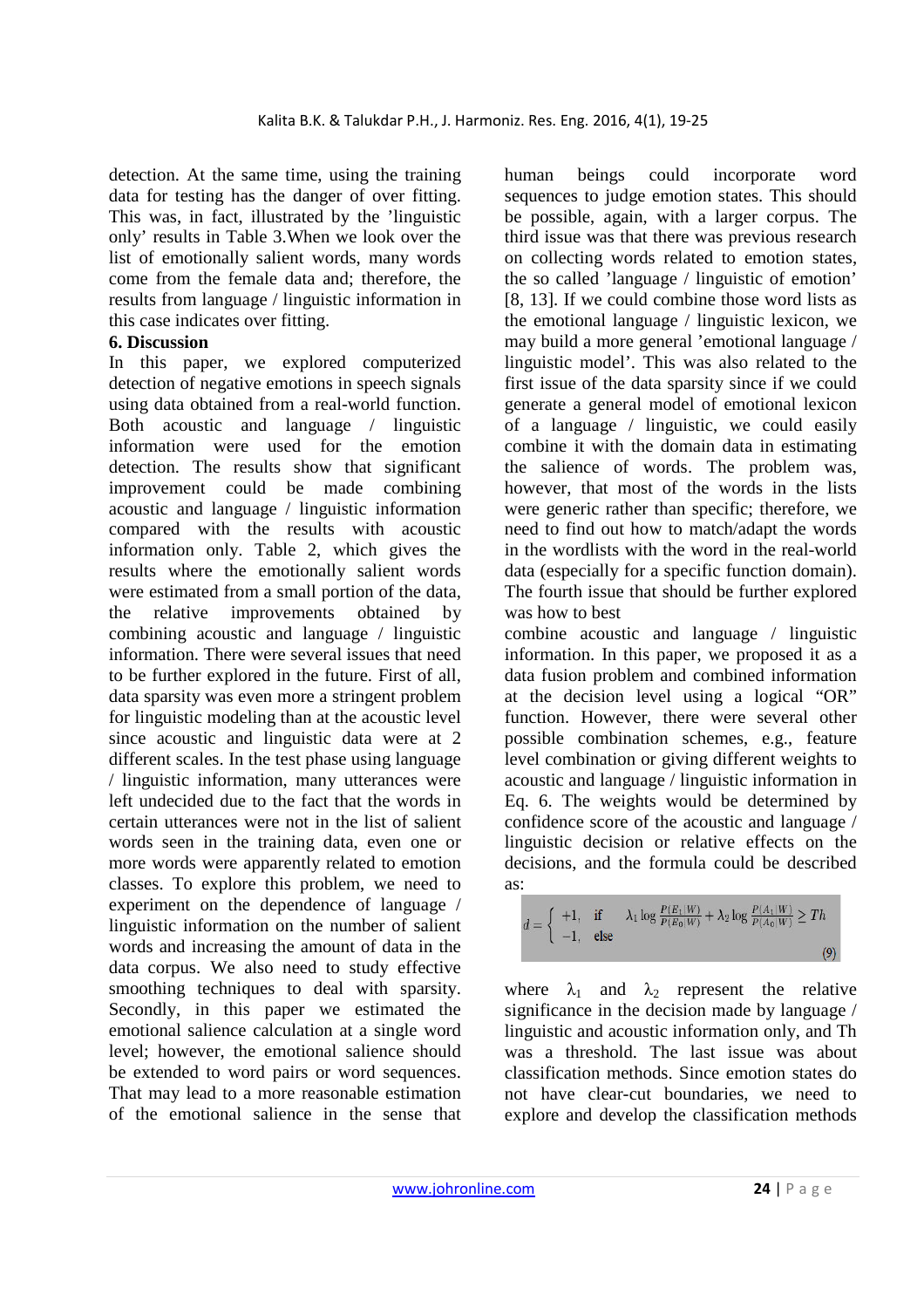detection. At the same time, using the training data for testing has the danger of over fitting. This was, in fact, illustrated by the 'linguistic only' results in Table 3.When we look over the list of emotionally salient words, many words come from the female data and; therefore, the results from language / linguistic information in this case indicates over fitting.

**6. Discussion**

In this paper, we explored computerized detection of negative emotions in speech signals using data obtained from a real-world function. Both acoustic and language / linguistic information were used for the emotion detection. The results show that significant improvement could be made combining acoustic and language / linguistic information compared with the results with acoustic information only. Table 2, which gives the results where the emotionally salient words were estimated from a small portion of the data, the relative improvements obtained by combining acoustic and language / linguistic information. There were several issues that need to be further explored in the future. First of all, data sparsity was even more a stringent problem for linguistic modeling than at the acoustic level since acoustic and linguistic data were at 2 different scales. In the test phase using language / linguistic information, many utterances were left undecided due to the fact that the words in certain utterances were not in the list of salient words seen in the training data, even one or more words were apparently related to emotion classes. To explore this problem, we need to experiment on the dependence of language / linguistic information on the number of salient words and increasing the amount of data in the data corpus. We also need to study effective smoothing techniques to deal with sparsity. Secondly, in this paper we estimated the emotional salience calculation at a single word level; however, the emotional salience should be extended to word pairs or word sequences. That may lead to a more reasonable estimation of the emotional salience in the sense that human beings could incorporate word sequences to judge emotion states. This should be possible, again, with a larger corpus. The third issue was that there was previous research on collecting words related to emotion states, the so called 'language / linguistic of emotion' [8, 13]. If we could combine those word lists as the emotional language / linguistic lexicon, we may build a more general 'emotional language / linguistic model'. This was also related to the first issue of the data sparsity since if we could generate a general model of emotional lexicon of a language / linguistic, we could easily combine it with the domain data in estimating the salience of words. The problem was, however, that most of the words in the lists were generic rather than specific; therefore, we need to find out how to match/adapt the words in the wordlists with the word in the real-world data (especially for a specific function domain). The fourth issue that should be further explored was how to best combine acoustic and language / linguistic information. In this paper, we proposed it as a data fusion problem and combined information at the decision level using a logical "OR" function. However, there were several other possible combination schemes, e.g., feature level combination or giving different weights to acoustic and language / linguistic information in Eq. 6. The weights would be determined by confidence score of the acoustic and language / linguistic decision or relative effects on the decisions, and the formula could be described as:

$$d = \begin{cases} +1, & \text{if} \quad \lambda_1 \log \frac{P(E_1|W)}{P(E_0|W)} + \lambda_2 \log \frac{P(A_1|W)}{P(A_0|W)} \geq Th \\ -1, & \text{else} \end{cases} \tag{9}$$

where $\lambda_1$ and $\lambda_2$ represent the relative significance in the decision made by language / linguistic and acoustic information only, and Th was a threshold. The last issue was about classification methods. Since emotion states do not have clear-cut boundaries, we need to explore and develop the classification methods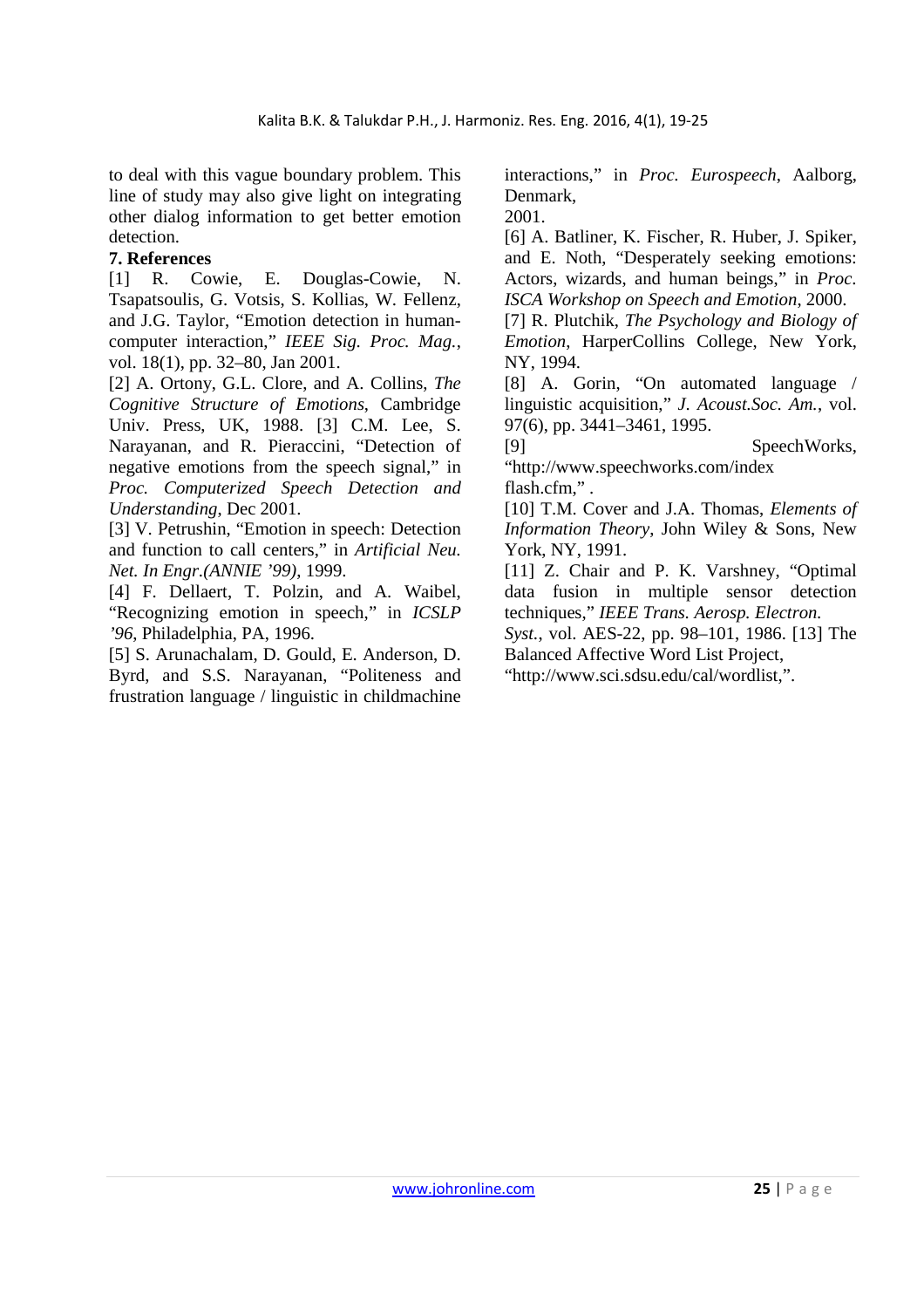to deal with this vague boundary problem. This line of study may also give light on integrating other dialog information to get better emotion detection.

## 7. References

[1] R. Cowie, E. Douglas-Cowie, N. Tsapatsoulis, G. Votsis, S. Kollias, W. Fellenz, and J.G. Taylor, "Emotion detection in human-computer interaction," *IEEE Sig. Proc. Mag.*, vol. 18(1), pp. 32–80, Jan 2001.

[2] A. Ortony, G.L. Clore, and A. Collins, *The Cognitive Structure of Emotions*, Cambridge Univ. Press, UK, 1988. [3] C.M. Lee, S. Narayanan, and R. Pieraccini, "Detection of negative emotions from the speech signal," in *Proc. Computerized Speech Detection and Understanding*, Dec 2001.

[3] V. Petrushin, "Emotion in speech: Detection and function to call centers," in *Artificial Neu. Net. In Engr.(ANNIE '99)*, 1999.

[4] F. Dellaert, T. Polzin, and A. Waibel, "Recognizing emotion in speech," in *ICSLP '96*, Philadelphia, PA, 1996.

[5] S. Arunachalam, D. Gould, E. Anderson, D. Byrd, and S.S. Narayanan, "Politeness and frustration language / linguistic in childmachine interactions," in *Proc. Eurospeech*, Aalborg, Denmark, 2001.

[6] A. Batliner, K. Fischer, R. Huber, J. Spiker, and E. Noth, "Desperately seeking emotions: Actors, wizards, and human beings," in *Proc. ISCA Workshop on Speech and Emotion*, 2000.

[7] R. Plutchik, *The Psychology and Biology of Emotion*, HarperCollins College, New York, NY, 1994.

[8] A. Gorin, "On automated language / linguistic acquisition," *J. Acoust.Soc. Am.*, vol. 97(6), pp. 3441–3461, 1995.

[9] SpeechWorks, "http://www.speechworks.com/index flash.cfm," .

[10] T.M. Cover and J.A. Thomas, *Elements of Information Theory*, John Wiley & Sons, New York, NY, 1991.

[11] Z. Chair and P. K. Varshney, "Optimal data fusion in multiple sensor detection techniques," *IEEE Trans. Aerosp. Electron. Syst.*, vol. AES-22, pp. 98–101, 1986. [13] The Balanced Affective Word List Project, "http://www.sci.sdsu.edu/cal/wordlist,".